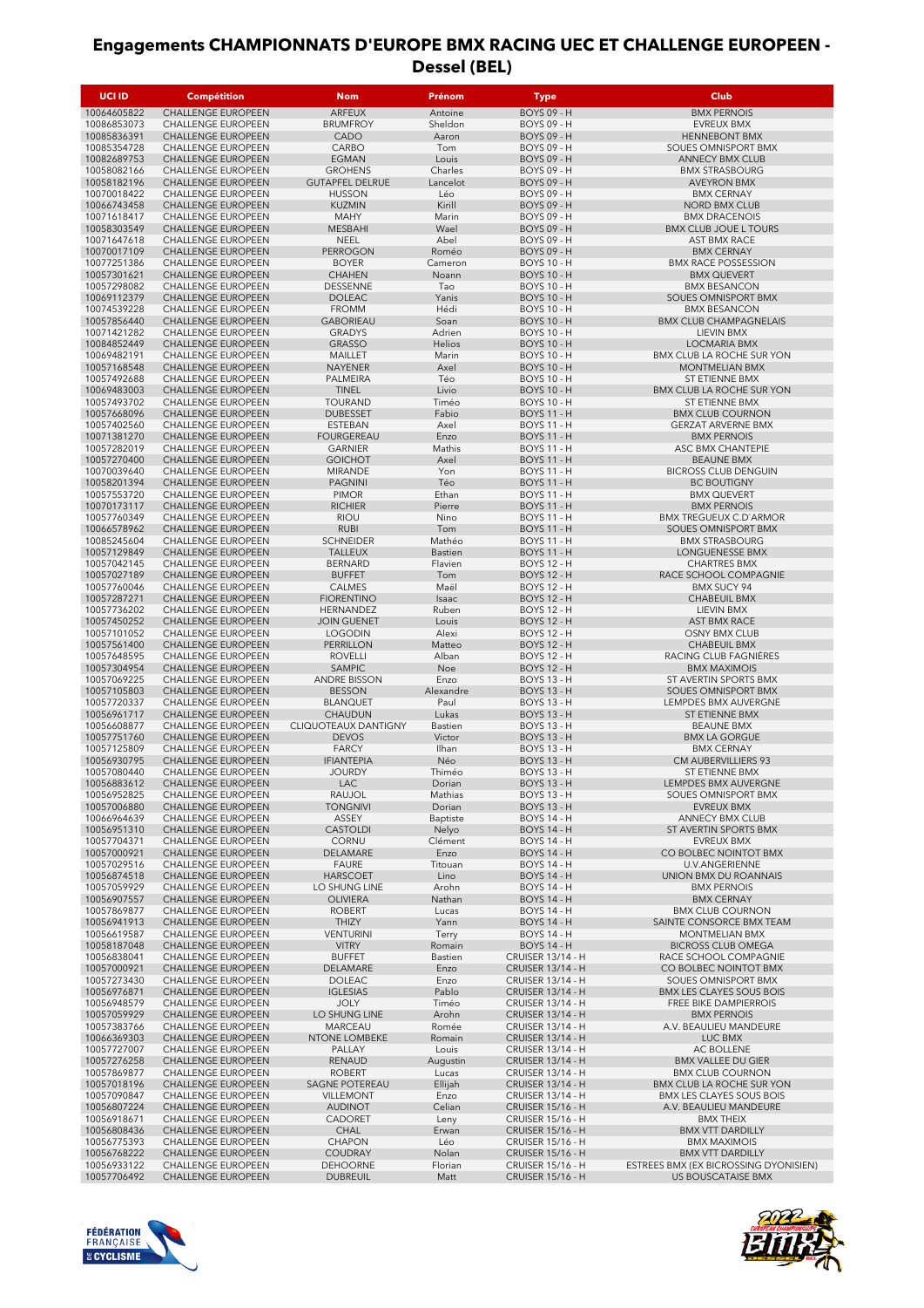# Engagements CHAMPIONNATS D'EUROPE BMX RACING UEC ET CHALLENGE EUROPEEN - Dessel (BEL)

| UCI ID | Compétition | Nom | Prénom | Type | Club |
|---|---|---|---|---|---|
| 10064605822 | CHALLENGE EUROPEEN | ARFEUX | Antoine | BOYS 09 - H | BMX PERNOIS |
| 10086853073 | CHALLENGE EUROPEEN | BRUMFROY | Sheldon | BOYS 09 - H | EVREUX BMX |
| 10085836391 | CHALLENGE EUROPEEN | CADO | Aaron | BOYS 09 - H | HENNEBONT BMX |
| 10085354728 | CHALLENGE EUROPEEN | CARBO | Tom | BOYS 09 - H | SOUES OMNISPORT BMX |
| 10082689753 | CHALLENGE EUROPEEN | EGMAN | Louis | BOYS 09 - H | ANNECY BMX CLUB |
| 10058082166 | CHALLENGE EUROPEEN | GROHENS | Charles | BOYS 09 - H | BMX STRASBOURG |
| 10058182196 | CHALLENGE EUROPEEN | GUTAPFEL DELRUE | Lancelot | BOYS 09 - H | AVEYRON BMX |
| 10070018422 | CHALLENGE EUROPEEN | HUSSON | Léo | BOYS 09 - H | BMX CERNAY |
| 10066743458 | CHALLENGE EUROPEEN | KUZMIN | Kirill | BOYS 09 - H | NORD BMX CLUB |
| 10071618417 | CHALLENGE EUROPEEN | MAHY | Marin | BOYS 09 - H | BMX DRACENOIS |
| 10058303549 | CHALLENGE EUROPEEN | MESBAHI | Wael | BOYS 09 - H | BMX CLUB JOUE L TOURS |
| 10071647618 | CHALLENGE EUROPEEN | NEEL | Abel | BOYS 09 - H | AST BMX RACE |
| 10070017109 | CHALLENGE EUROPEEN | PERROGON | Roméo | BOYS 09 - H | BMX CERNAY |
| 10077251386 | CHALLENGE EUROPEEN | BOYER | Cameron | BOYS 10 - H | BMX RACE POSSESSION |
| 10057301621 | CHALLENGE EUROPEEN | CHAHEN | Noann | BOYS 10 - H | BMX QUEVERT |
| 10057298082 | CHALLENGE EUROPEEN | DESSENNE | Tao | BOYS 10 - H | BMX BESANCON |
| 10069112379 | CHALLENGE EUROPEEN | DOLEAC | Yanis | BOYS 10 - H | SOUES OMNISPORT BMX |
| 10074539228 | CHALLENGE EUROPEEN | FROMM | Hédi | BOYS 10 - H | BMX BESANCON |
| 10057856440 | CHALLENGE EUROPEEN | GABORIEAU | Soan | BOYS 10 - H | BMX CLUB CHAMPAGNELAIS |
| 10071421282 | CHALLENGE EUROPEEN | GRADYS | Adrien | BOYS 10 - H | LIEVIN BMX |
| 10084852449 | CHALLENGE EUROPEEN | GRASSO | Helios | BOYS 10 - H | LOCMARIA BMX |
| 10069482191 | CHALLENGE EUROPEEN | MAILLET | Marin | BOYS 10 - H | BMX CLUB LA ROCHE SUR YON |
| 10057168548 | CHALLENGE EUROPEEN | NAYENER | Axel | BOYS 10 - H | MONTMELIAN BMX |
| 10057492688 | CHALLENGE EUROPEEN | PALMEIRA | Téo | BOYS 10 - H | ST ETIENNE BMX |
| 10069483003 | CHALLENGE EUROPEEN | TINEL | Livio | BOYS 10 - H | BMX CLUB LA ROCHE SUR YON |
| 10057493702 | CHALLENGE EUROPEEN | TOURAND | Timéo | BOYS 10 - H | ST ETIENNE BMX |
| 10057668096 | CHALLENGE EUROPEEN | DUBESSET | Fabio | BOYS 11 - H | BMX CLUB COURNON |
| 10057402560 | CHALLENGE EUROPEEN | ESTEBAN | Axel | BOYS 11 - H | GERZAT ARVERNE BMX |
| 10071381270 | CHALLENGE EUROPEEN | FOURGEREAU | Enzo | BOYS 11 - H | BMX PERNOIS |
| 10057282019 | CHALLENGE EUROPEEN | GARNIER | Mathis | BOYS 11 - H | ASC BMX CHANTEPIE |
| 10057270400 | CHALLENGE EUROPEEN | GOICHOT | Axel | BOYS 11 - H | BEAUNE BMX |
| 10070039640 | CHALLENGE EUROPEEN | MIRANDE | Yon | BOYS 11 - H | BICROSS CLUB DENGUIN |
| 10058201394 | CHALLENGE EUROPEEN | PAGNINI | Téo | BOYS 11 - H | BC BOUTIGNY |
| 10057553720 | CHALLENGE EUROPEEN | PIMOR | Ethan | BOYS 11 - H | BMX QUEVERT |
| 10070173117 | CHALLENGE EUROPEEN | RICHIER | Pierre | BOYS 11 - H | BMX PERNOIS |
| 10057760349 | CHALLENGE EUROPEEN | RIOU | Nino | BOYS 11 - H | BMX TREGUEUX C.D'ARMOR |
| 10066578962 | CHALLENGE EUROPEEN | RUBI | Tom | BOYS 11 - H | SOUES OMNISPORT BMX |
| 10085245604 | CHALLENGE EUROPEEN | SCHNEIDER | Mathéo | BOYS 11 - H | BMX STRASBOURG |
| 10057129849 | CHALLENGE EUROPEEN | TALLEUX | Bastien | BOYS 11 - H | LONGUENESSE BMX |
| 10057042145 | CHALLENGE EUROPEEN | BERNARD | Flavien | BOYS 12 - H | CHARTRES BMX |
| 10057027189 | CHALLENGE EUROPEEN | BUFFET | Tom | BOYS 12 - H | RACE SCHOOL COMPAGNIE |
| 10057760046 | CHALLENGE EUROPEEN | CALMES | Maël | BOYS 12 - H | BMX SUCY 94 |
| 10057287271 | CHALLENGE EUROPEEN | FIORENTINO | Isaac | BOYS 12 - H | CHABEUIL BMX |
| 10057736202 | CHALLENGE EUROPEEN | HERNANDEZ | Ruben | BOYS 12 - H | LIEVIN BMX |
| 10057450252 | CHALLENGE EUROPEEN | JOIN GUENET | Louis | BOYS 12 - H | AST BMX RACE |
| 10057101052 | CHALLENGE EUROPEEN | LOGODIN | Alexi | BOYS 12 - H | OSNY BMX CLUB |
| 10057561400 | CHALLENGE EUROPEEN | PERRILLON | Matteo | BOYS 12 - H | CHABEUIL BMX |
| 10057648595 | CHALLENGE EUROPEEN | ROVELLI | Alban | BOYS 12 - H | RACING CLUB FAGNIÈRES |
| 10057304954 | CHALLENGE EUROPEEN | SAMPIC | Noe | BOYS 12 - H | BMX MAXIMOIS |
| 10057069225 | CHALLENGE EUROPEEN | ANDRE BISSON | Enzo | BOYS 13 - H | ST AVERTIN SPORTS BMX |
| 10057105803 | CHALLENGE EUROPEEN | BESSON | Alexandre | BOYS 13 - H | SOUES OMNISPORT BMX |
| 10057720337 | CHALLENGE EUROPEEN | BLANQUET | Paul | BOYS 13 - H | LEMPDES BMX AUVERGNE |
| 10056961717 | CHALLENGE EUROPEEN | CHAUDUN | Lukas | BOYS 13 - H | ST ETIENNE BMX |
| 10056608877 | CHALLENGE EUROPEEN | CLIQUOTEAUX DANTIGNY | Bastien | BOYS 13 - H | BEAUNE BMX |
| 10057751760 | CHALLENGE EUROPEEN | DEVOS | Victor | BOYS 13 - H | BMX LA GORGUE |
| 10057125809 | CHALLENGE EUROPEEN | FARCY | Ilhan | BOYS 13 - H | BMX CERNAY |
| 10056930795 | CHALLENGE EUROPEEN | IFIANTEPIA | Néo | BOYS 13 - H | CM AUBERVILLIERS 93 |
| 10057080440 | CHALLENGE EUROPEEN | JOURDY | Thiméo | BOYS 13 - H | ST ETIENNE BMX |
| 10056883612 | CHALLENGE EUROPEEN | LAC | Dorian | BOYS 13 - H | LEMPDES BMX AUVERGNE |
| 10056952825 | CHALLENGE EUROPEEN | RAUJOL | Mathias | BOYS 13 - H | SOUES OMNISPORT BMX |
| 10057006880 | CHALLENGE EUROPEEN | TONGNIVI | Dorian | BOYS 13 - H | EVREUX BMX |
| 10066964639 | CHALLENGE EUROPEEN | ASSEY | Baptiste | BOYS 14 - H | ANNECY BMX CLUB |
| 10056951310 | CHALLENGE EUROPEEN | CASTOLDI | Nelyo | BOYS 14 - H | ST AVERTIN SPORTS BMX |
| 10057704371 | CHALLENGE EUROPEEN | CORNU | Clément | BOYS 14 - H | EVREUX BMX |
| 10057000921 | CHALLENGE EUROPEEN | DELAMARE | Enzo | BOYS 14 - H | CO BOLBEC NOINTOT BMX |
| 10057029516 | CHALLENGE EUROPEEN | FAURE | Titouan | BOYS 14 - H | U.V.ANGERIENNE |
| 10056874518 | CHALLENGE EUROPEEN | HARSCOET | Lino | BOYS 14 - H | UNION BMX DU ROANNAIS |
| 10057059929 | CHALLENGE EUROPEEN | LO SHUNG LINE | Arohn | BOYS 14 - H | BMX PERNOIS |
| 10056907557 | CHALLENGE EUROPEEN | OLIVIERA | Nathan | BOYS 14 - H | BMX CERNAY |
| 10057869877 | CHALLENGE EUROPEEN | ROBERT | Lucas | BOYS 14 - H | BMX CLUB COURNON |
| 10056941913 | CHALLENGE EUROPEEN | THIZY | Yann | BOYS 14 - H | SAINTE CONSORCE BMX TEAM |
| 10056619587 | CHALLENGE EUROPEEN | VENTURINI | Terry | BOYS 14 - H | MONTMELIAN BMX |
| 10058187048 | CHALLENGE EUROPEEN | VITRY | Romain | BOYS 14 - H | BICROSS CLUB OMEGA |
| 10056838041 | CHALLENGE EUROPEEN | BUFFET | Bastien | CRUISER 13/14 - H | RACE SCHOOL COMPAGNIE |
| 10057000921 | CHALLENGE EUROPEEN | DELAMARE | Enzo | CRUISER 13/14 - H | CO BOLBEC NOINTOT BMX |
| 10057273430 | CHALLENGE EUROPEEN | DOLEAC | Enzo | CRUISER 13/14 - H | SOUES OMNISPORT BMX |
| 10056976871 | CHALLENGE EUROPEEN | IGLESIAS | Pablo | CRUISER 13/14 - H | BMX LES CLAYES SOUS BOIS |
| 10056948579 | CHALLENGE EUROPEEN | JOLY | Timéo | CRUISER 13/14 - H | FREE BIKE DAMPIERROIS |
| 10057059929 | CHALLENGE EUROPEEN | LO SHUNG LINE | Arohn | CRUISER 13/14 - H | BMX PERNOIS |
| 10057383766 | CHALLENGE EUROPEEN | MARCEAU | Romée | CRUISER 13/14 - H | A.V. BEAULIEU MANDEURE |
| 10066369303 | CHALLENGE EUROPEEN | NTONE LOMBEKE | Romain | CRUISER 13/14 - H | LUC BMX |
| 10057727007 | CHALLENGE EUROPEEN | PALLAY | Louis | CRUISER 13/14 - H | AC BOLLENE |
| 10057276258 | CHALLENGE EUROPEEN | RENAUD | Augustin | CRUISER 13/14 - H | BMX VALLEE DU GIER |
| 10057869877 | CHALLENGE EUROPEEN | ROBERT | Lucas | CRUISER 13/14 - H | BMX CLUB COURNON |
| 10057018196 | CHALLENGE EUROPEEN | SAGNE POTEREAU | Ellijah | CRUISER 13/14 - H | BMX CLUB LA ROCHE SUR YON |
| 10057090847 | CHALLENGE EUROPEEN | VILLEMONT | Enzo | CRUISER 13/14 - H | BMX LES CLAYES SOUS BOIS |
| 10056807224 | CHALLENGE EUROPEEN | AUDINOT | Celian | CRUISER 15/16 - H | A.V. BEAULIEU MANDEURE |
| 10056918671 | CHALLENGE EUROPEEN | CADORET | Leny | CRUISER 15/16 - H | BMX THEIX |
| 10056808436 | CHALLENGE EUROPEEN | CHAL | Erwan | CRUISER 15/16 - H | BMX VTT DARDILLY |
| 10056775393 | CHALLENGE EUROPEEN | CHAPON | Léo | CRUISER 15/16 - H | BMX MAXIMOIS |
| 10056768222 | CHALLENGE EUROPEEN | COUDRAY | Nolan | CRUISER 15/16 - H | BMX VTT DARDILLY |
| 10056933122 | CHALLENGE EUROPEEN | DEHOORNE | Florian | CRUISER 15/16 - H | ESTREES BMX (EX BICROSSING DYONISIEN) |
| 10057706492 | CHALLENGE EUROPEEN | DUBREUIL | Matt | CRUISER 15/16 - H | US BOUSCATAISE BMX |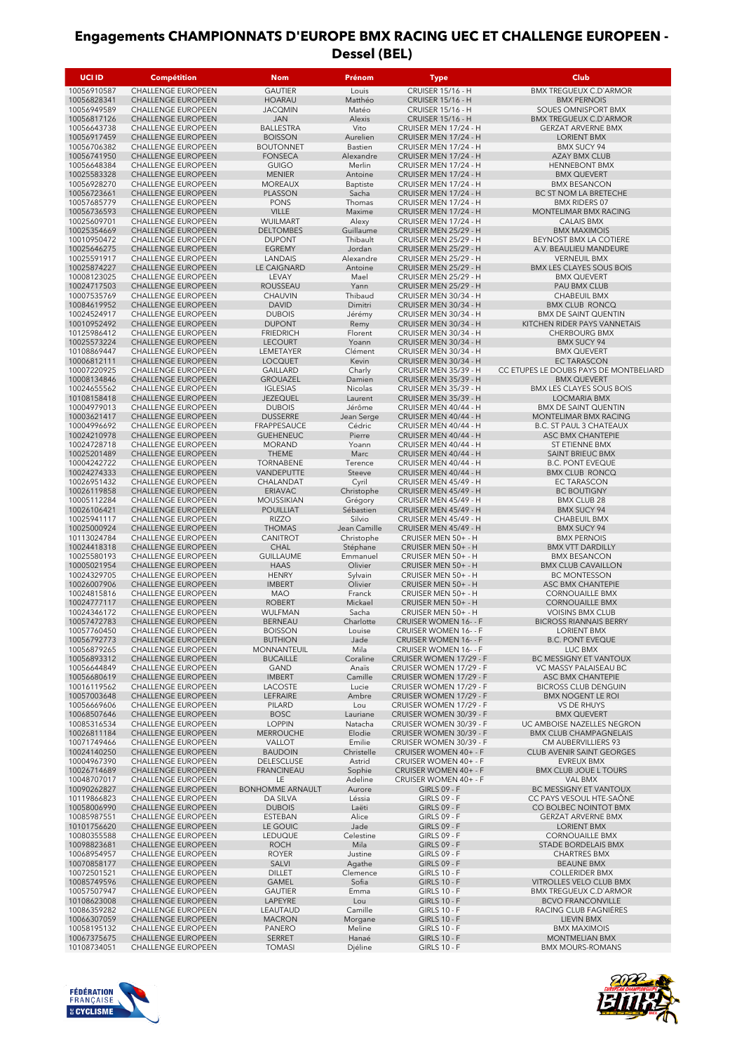# Engagements CHAMPIONNATS D'EUROPE BMX RACING UEC ET CHALLENGE EUROPEEN - Dessel (BEL)

| UCI ID | Compétition | Nom | Prénom | Type | Club |
|---|---|---|---|---|---|
| 10056910587 | CHALLENGE EUROPEEN | GAUTIER | Louis | CRUISER 15/16 - H | BMX TREGUEUX C.D'ARMOR |
| 10056828341 | CHALLENGE EUROPEEN | HOARAU | Matthéo | CRUISER 15/16 - H | BMX PERNOIS |
| 10056949589 | CHALLENGE EUROPEEN | JACQMIN | Matéo | CRUISER 15/16 - H | SOUES OMNISPORT BMX |
| 10056817126 | CHALLENGE EUROPEEN | JAN | Alexis | CRUISER 15/16 - H | BMX TREGUEUX C.D'ARMOR |
| 10056643738 | CHALLENGE EUROPEEN | BALLESTRA | Vito | CRUISER MEN 17/24 - H | GERZAT ARVERNE BMX |
| 10056917459 | CHALLENGE EUROPEEN | BOISSON | Aurelien | CRUISER MEN 17/24 - H | LORIENT BMX |
| 10056706382 | CHALLENGE EUROPEEN | BOUTONNET | Bastien | CRUISER MEN 17/24 - H | BMX SUCY 94 |
| 10056741950 | CHALLENGE EUROPEEN | FONSECA | Alexandre | CRUISER MEN 17/24 - H | AZAY BMX CLUB |
| 10056648384 | CHALLENGE EUROPEEN | GUIGO | Merlin | CRUISER MEN 17/24 - H | HENNEBONT BMX |
| 10025583328 | CHALLENGE EUROPEEN | MENIER | Antoine | CRUISER MEN 17/24 - H | BMX QUEVERT |
| 10056928270 | CHALLENGE EUROPEEN | MOREAUX | Baptiste | CRUISER MEN 17/24 - H | BMX BESANCON |
| 10056723661 | CHALLENGE EUROPEEN | PLASSON | Sacha | CRUISER MEN 17/24 - H | BC ST NOM LA BRETECHE |
| 10057685779 | CHALLENGE EUROPEEN | PONS | Thomas | CRUISER MEN 17/24 - H | BMX RIDERS 07 |
| 10056736593 | CHALLENGE EUROPEEN | VILLE | Maxime | CRUISER MEN 17/24 - H | MONTELIMAR BMX RACING |
| 10025609701 | CHALLENGE EUROPEEN | WUILMART | Alexy | CRUISER MEN 17/24 - H | CALAIS BMX |
| 10025354669 | CHALLENGE EUROPEEN | DELTOMBES | Guillaume | CRUISER MEN 25/29 - H | BMX MAXIMOIS |
| 10010950472 | CHALLENGE EUROPEEN | DUPONT | Thibault | CRUISER MEN 25/29 - H | BEYNOST BMX LA COTIERE |
| 10025646275 | CHALLENGE EUROPEEN | EGREMY | Jordan | CRUISER MEN 25/29 - H | A.V. BEAULIEU MANDEURE |
| 10025591917 | CHALLENGE EUROPEEN | LANDAIS | Alexandre | CRUISER MEN 25/29 - H | VERNEUIL BMX |
| 10025874227 | CHALLENGE EUROPEEN | LE CAIGNARD | Antoine | CRUISER MEN 25/29 - H | BMX LES CLAYES SOUS BOIS |
| 10008123025 | CHALLENGE EUROPEEN | LEVAY | Mael | CRUISER MEN 25/29 - H | BMX QUEVERT |
| 10024717503 | CHALLENGE EUROPEEN | ROUSSEAU | Yann | CRUISER MEN 25/29 - H | PAU BMX CLUB |
| 10007535769 | CHALLENGE EUROPEEN | CHAUVIN | Thibaud | CRUISER MEN 30/34 - H | CHABEUIL BMX |
| 10084619952 | CHALLENGE EUROPEEN | DAVID | Dimitri | CRUISER MEN 30/34 - H | BMX CLUB RONCQ |
| 10024524917 | CHALLENGE EUROPEEN | DUBOIS | Jérémy | CRUISER MEN 30/34 - H | BMX DE SAINT QUENTIN |
| 10010952492 | CHALLENGE EUROPEEN | DUPONT | Remy | CRUISER MEN 30/34 - H | KITCHEN RIDER PAYS VANNETAIS |
| 10125986412 | CHALLENGE EUROPEEN | FRIEDRICH | Florent | CRUISER MEN 30/34 - H | CHERBOURG BMX |
| 10025573224 | CHALLENGE EUROPEEN | LECOURT | Yoann | CRUISER MEN 30/34 - H | BMX SUCY 94 |
| 10108869447 | CHALLENGE EUROPEEN | LEMETAYER | Clément | CRUISER MEN 30/34 - H | BMX QUEVERT |
| 10006812111 | CHALLENGE EUROPEEN | LOCQUET | Kevin | CRUISER MEN 30/34 - H | EC TARASCON |
| 10007220925 | CHALLENGE EUROPEEN | GAILLARD | Charly | CRUISER MEN 35/39 - H | CC ETUPES LE DOUBS PAYS DE MONTBELIARD |
| 10008134846 | CHALLENGE EUROPEEN | GROUAZEL | Damien | CRUISER MEN 35/39 - H | BMX QUEVERT |
| 10024655562 | CHALLENGE EUROPEEN | IGLESIAS | Nicolas | CRUISER MEN 35/39 - H | BMX LES CLAYES SOUS BOIS |
| 10108158418 | CHALLENGE EUROPEEN | JEZEQUEL | Laurent | CRUISER MEN 35/39 - H | LOCMARIA BMX |
| 10004979013 | CHALLENGE EUROPEEN | DUBOIS | Jérôme | CRUISER MEN 40/44 - H | BMX DE SAINT QUENTIN |
| 10003621417 | CHALLENGE EUROPEEN | DUSSERRE | Jean Serge | CRUISER MEN 40/44 - H | MONTELIMAR BMX RACING |
| 10004996692 | CHALLENGE EUROPEEN | FRAPPESAUCE | Cédric | CRUISER MEN 40/44 - H | B.C. ST PAUL 3 CHATEAUX |
| 10024210978 | CHALLENGE EUROPEEN | GUEHENEUC | Pierre | CRUISER MEN 40/44 - H | ASC BMX CHANTEPIE |
| 10024728718 | CHALLENGE EUROPEEN | MORAND | Yoann | CRUISER MEN 40/44 - H | ST ETIENNE BMX |
| 10025201489 | CHALLENGE EUROPEEN | THEME | Marc | CRUISER MEN 40/44 - H | SAINT BRIEUC BMX |
| 10004242722 | CHALLENGE EUROPEEN | TORNABENE | Terence | CRUISER MEN 40/44 - H | B.C. PONT EVEQUE |
| 10024274333 | CHALLENGE EUROPEEN | VANDEPUTTE | Steeve | CRUISER MEN 40/44 - H | BMX CLUB RONCQ |
| 10026951432 | CHALLENGE EUROPEEN | CHALANDAT | Cyril | CRUISER MEN 45/49 - H | EC TARASCON |
| 10026119858 | CHALLENGE EUROPEEN | ERIAVAC | Christophe | CRUISER MEN 45/49 - H | BC BOUTIGNY |
| 10005112284 | CHALLENGE EUROPEEN | MOUSSIKIAN | Grégory | CRUISER MEN 45/49 - H | BMX CLUB 28 |
| 10026106421 | CHALLENGE EUROPEEN | POUILLIAT | Sébastien | CRUISER MEN 45/49 - H | BMX SUCY 94 |
| 10025941117 | CHALLENGE EUROPEEN | RIZZO | Silvio | CRUISER MEN 45/49 - H | CHABEUIL BMX |
| 10025000924 | CHALLENGE EUROPEEN | THOMAS | Jean Camille | CRUISER MEN 45/49 - H | BMX SUCY 94 |
| 10113024784 | CHALLENGE EUROPEEN | CANITROT | Christophe | CRUISER MEN 50+ - H | BMX PERNOIS |
| 10024418318 | CHALLENGE EUROPEEN | CHAL | Stéphane | CRUISER MEN 50+ - H | BMX VTT DARDILLY |
| 10025580193 | CHALLENGE EUROPEEN | GUILLAUME | Emmanuel | CRUISER MEN 50+ - H | BMX BESANCON |
| 10005021954 | CHALLENGE EUROPEEN | HAAS | Olivier | CRUISER MEN 50+ - H | BMX CLUB CAVAILLON |
| 10024329705 | CHALLENGE EUROPEEN | HENRY | Sylvain | CRUISER MEN 50+ - H | BC MONTESSON |
| 10026007906 | CHALLENGE EUROPEEN | IMBERT | Olivier | CRUISER MEN 50+ - H | ASC BMX CHANTEPIE |
| 10024815816 | CHALLENGE EUROPEEN | MAO | Franck | CRUISER MEN 50+ - H | CORNOUAILLE BMX |
| 10024777117 | CHALLENGE EUROPEEN | ROBERT | Mickael | CRUISER MEN 50+ - H | CORNOUAILLE BMX |
| 10024346172 | CHALLENGE EUROPEEN | WULFMAN | Sacha | CRUISER MEN 50+ - H | VOISINS BMX CLUB |
| 10057472783 | CHALLENGE EUROPEEN | BERNEAU | Charlotte | CRUISER WOMEN 16- - F | BICROSS RIANNAIS BERRY |
| 10057760450 | CHALLENGE EUROPEEN | BOISSON | Louise | CRUISER WOMEN 16- - F | LORIENT BMX |
| 10056792773 | CHALLENGE EUROPEEN | BUTHION | Jade | CRUISER WOMEN 16- - F | B.C. PONT EVEQUE |
| 10056879265 | CHALLENGE EUROPEEN | MONNANTEUIL | Mila | CRUISER WOMEN 16- - F | LUC BMX |
| 10056893312 | CHALLENGE EUROPEEN | BUCAILLE | Coraline | CRUISER WOMEN 17/29 - F | BC MESSIGNY ET VANTOUX |
| 10056644849 | CHALLENGE EUROPEEN | GAND | Anaïs | CRUISER WOMEN 17/29 - F | VC MASSY PALAISEAU BC |
| 10056680619 | CHALLENGE EUROPEEN | IMBERT | Camille | CRUISER WOMEN 17/29 - F | ASC BMX CHANTEPIE |
| 10016119562 | CHALLENGE EUROPEEN | LACOSTE | Lucie | CRUISER WOMEN 17/29 - F | BICROSS CLUB DENGUIN |
| 10057003648 | CHALLENGE EUROPEEN | LEFRAIRE | Ambre | CRUISER WOMEN 17/29 - F | BMX NOGENT LE ROI |
| 10056669606 | CHALLENGE EUROPEEN | PILARD | Lou | CRUISER WOMEN 17/29 - F | VS DE RHUYS |
| 10068507646 | CHALLENGE EUROPEEN | BOSC | Lauriane | CRUISER WOMEN 30/39 - F | BMX QUEVERT |
| 10085316534 | CHALLENGE EUROPEEN | LOPPIN | Natacha | CRUISER WOMEN 30/39 - F | UC AMBOISE NAZELLES NEGRON |
| 10026811184 | CHALLENGE EUROPEEN | MERROUCHE | Elodie | CRUISER WOMEN 30/39 - F | BMX CLUB CHAMPAGNELAIS |
| 10071749466 | CHALLENGE EUROPEEN | VALLOT | Emilie | CRUISER WOMEN 30/39 - F | CM AUBERVILLIERS 93 |
| 10024140250 | CHALLENGE EUROPEEN | BAUDOIN | Christelle | CRUISER WOMEN 40+ - F | CLUB AVENIR SAINT GEORGES |
| 10004967390 | CHALLENGE EUROPEEN | DELESCLUSE | Astrid | CRUISER WOMEN 40+ - F | EVREUX BMX |
| 10026714689 | CHALLENGE EUROPEEN | FRANCINEAU | Sophie | CRUISER WOMEN 40+ - F | BMX CLUB JOUE L TOURS |
| 10048707017 | CHALLENGE EUROPEEN | LE | Adeline | CRUISER WOMEN 40+ - F | VAL BMX |
| 10090262827 | CHALLENGE EUROPEEN | BONHOMME ARNAULT | Aurore | GIRLS 09 - F | BC MESSIGNY ET VANTOUX |
| 10119866823 | CHALLENGE EUROPEEN | DA SILVA | Léssia | GIRLS 09 - F | CC PAYS VESOUL HTE-SAÔNE |
| 10058006990 | CHALLENGE EUROPEEN | DUBOIS | Laëti | GIRLS 09 - F | CO BOLBEC NOINTOT BMX |
| 10085987551 | CHALLENGE EUROPEEN | ESTEBAN | Alice | GIRLS 09 - F | GERZAT ARVERNE BMX |
| 10101756620 | CHALLENGE EUROPEEN | LE GOUIC | Jade | GIRLS 09 - F | LORIENT BMX |
| 10080355588 | CHALLENGE EUROPEEN | LEDUQUE | Celestine | GIRLS 09 - F | CORNOUAILLE BMX |
| 10098823681 | CHALLENGE EUROPEEN | ROCH | Mila | GIRLS 09 - F | STADE BORDELAIS BMX |
| 10068954957 | CHALLENGE EUROPEEN | ROYER | Justine | GIRLS 09 - F | CHARTRES BMX |
| 10070858177 | CHALLENGE EUROPEEN | SALVI | Agathe | GIRLS 09 - F | BEAUNE BMX |
| 10072501521 | CHALLENGE EUROPEEN | DILLET | Clemence | GIRLS 10 - F | COLLERIDER BMX |
| 10085749596 | CHALLENGE EUROPEEN | GAMEL | Sofia | GIRLS 10 - F | VITROLLES VELO CLUB BMX |
| 10057507947 | CHALLENGE EUROPEEN | GAUTIER | Emma | GIRLS 10 - F | BMX TREGUEUX C.D'ARMOR |
| 10108623008 | CHALLENGE EUROPEEN | LAPEYRE | Lou | GIRLS 10 - F | BCVO FRANCONVILLE |
| 10086359282 | CHALLENGE EUROPEEN | LEAUTAUD | Camille | GIRLS 10 - F | RACING CLUB FAGNIERES |
| 10066307059 | CHALLENGE EUROPEEN | MACRON | Morgane | GIRLS 10 - F | LIEVIN BMX |
| 10058195132 | CHALLENGE EUROPEEN | PANERO | Meline | GIRLS 10 - F | BMX MAXIMOIS |
| 10067375675 | CHALLENGE EUROPEEN | SERRET | Hanaé | GIRLS 10 - F | MONTMELIAN BMX |
| 10108734051 | CHALLENGE EUROPEEN | TOMASI | Djéline | GIRLS 10 - F | BMX MOURS-ROMANS |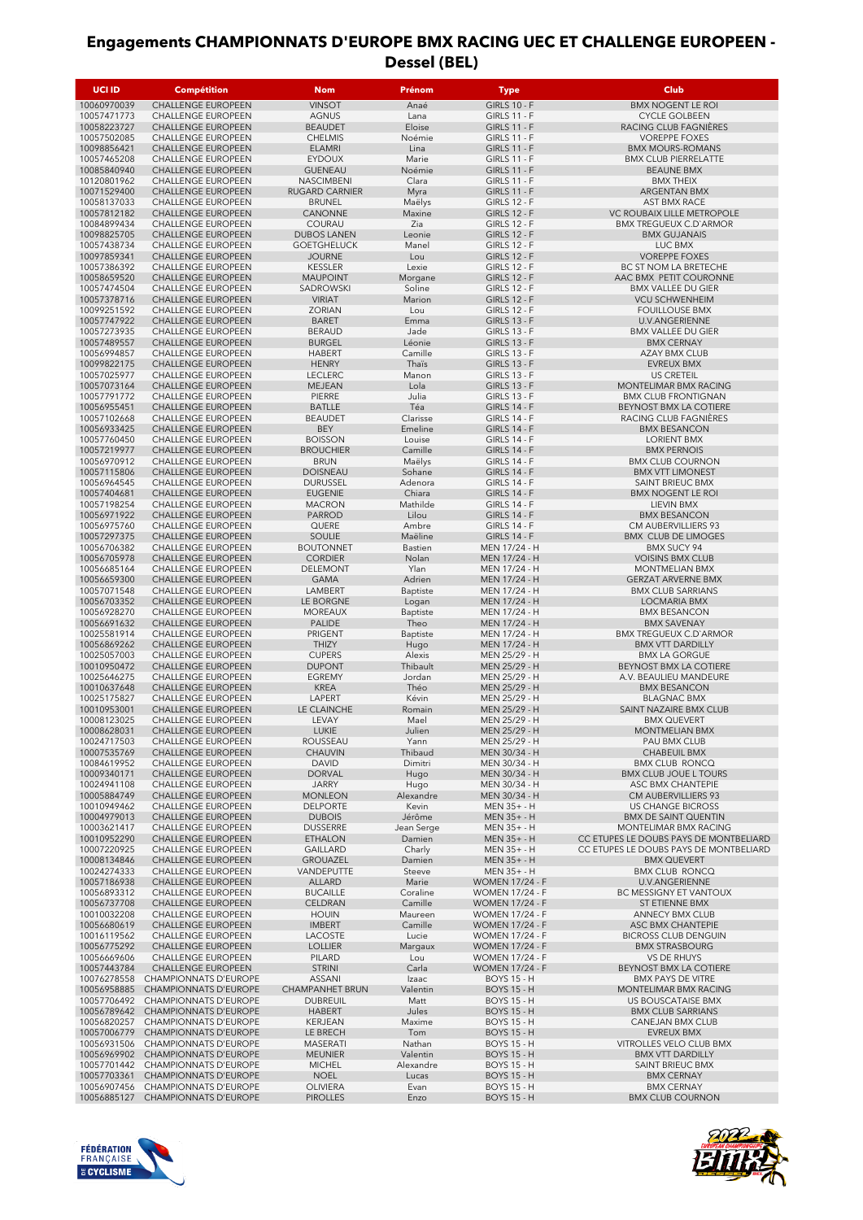# Engagements CHAMPIONNATS D'EUROPE BMX RACING UEC ET CHALLENGE EUROPEEN - Dessel (BEL)

| UCI ID | Compétition | Nom | Prénom | Type | Club |
|---|---|---|---|---|---|
| 10060970039 | CHALLENGE EUROPEEN | VINSOT | Anaé | GIRLS 10 - F | BMX NOGENT LE ROI |
| 10057471773 | CHALLENGE EUROPEEN | AGNUS | Lana | GIRLS 11 - F | CYCLE GOLBEEN |
| 10058223727 | CHALLENGE EUROPEEN | BEAUDET | Eloise | GIRLS 11 - F | RACING CLUB FAGNIÈRES |
| 10057502085 | CHALLENGE EUROPEEN | CHELMIS | Noémie | GIRLS 11 - F | VOREPPE FOXES |
| 10098856421 | CHALLENGE EUROPEEN | ELAMRI | Lina | GIRLS 11 - F | BMX MOURS-ROMANS |
| 10057465208 | CHALLENGE EUROPEEN | EYDOUX | Marie | GIRLS 11 - F | BMX CLUB PIERRELATTE |
| 10085840940 | CHALLENGE EUROPEEN | GUENEAU | Noémie | GIRLS 11 - F | BEAUNE BMX |
| 10120801962 | CHALLENGE EUROPEEN | NASCIMBENI | Clara | GIRLS 11 - F | BMX THEIX |
| 10071529400 | CHALLENGE EUROPEEN | RUGARD CARNIER | Myra | GIRLS 11 - F | ARGENTAN BMX |
| 10058137033 | CHALLENGE EUROPEEN | BRUNEL | Maëlys | GIRLS 12 - F | AST BMX RACE |
| 10057812182 | CHALLENGE EUROPEEN | CANONNE | Maxine | GIRLS 12 - F | VC ROUBAIX LILLE METROPOLE |
| 10084899434 | CHALLENGE EUROPEEN | COURAU | Zia | GIRLS 12 - F | BMX TREGUEUX C.D'ARMOR |
| 10098825705 | CHALLENGE EUROPEEN | DUBOS LANEN | Leonie | GIRLS 12 - F | BMX GUJANAIS |
| 10057438734 | CHALLENGE EUROPEEN | GOETGHELUCK | Manel | GIRLS 12 - F | LUC BMX |
| 10097859341 | CHALLENGE EUROPEEN | JOURNE | Lou | GIRLS 12 - F | VOREPPE FOXES |
| 10057386392 | CHALLENGE EUROPEEN | KESSLER | Lexie | GIRLS 12 - F | BC ST NOM LA BRETECHE |
| 10058659520 | CHALLENGE EUROPEEN | MAUPOINT | Morgane | GIRLS 12 - F | AAC BMX PETIT COURONNE |
| 10057474504 | CHALLENGE EUROPEEN | SADROWSKI | Soline | GIRLS 12 - F | BMX VALLEE DU GIER |
| 10057378716 | CHALLENGE EUROPEEN | VIRIAT | Marion | GIRLS 12 - F | VCU SCHWENHEIM |
| 10099251592 | CHALLENGE EUROPEEN | ZORIAN | Lou | GIRLS 12 - F | FOUILLOUSE BMX |
| 10057747922 | CHALLENGE EUROPEEN | BARET | Emma | GIRLS 13 - F | U.V.ANGERIENNE |
| 10057273935 | CHALLENGE EUROPEEN | BERAUD | Jade | GIRLS 13 - F | BMX VALLEE DU GIER |
| 10057489557 | CHALLENGE EUROPEEN | BURGEL | Léonie | GIRLS 13 - F | BMX CERNAY |
| 10056994857 | CHALLENGE EUROPEEN | HABERT | Camille | GIRLS 13 - F | AZAY BMX CLUB |
| 10099822175 | CHALLENGE EUROPEEN | HENRY | Thaïs | GIRLS 13 - F | EVREUX BMX |
| 10057025977 | CHALLENGE EUROPEEN | LECLERC | Manon | GIRLS 13 - F | US CRETEIL |
| 10057073164 | CHALLENGE EUROPEEN | MEJEAN | Lola | GIRLS 13 - F | MONTELIMAR BMX RACING |
| 10057791772 | CHALLENGE EUROPEEN | PIERRE | Julia | GIRLS 13 - F | BMX CLUB FRONTIGNAN |
| 10056955451 | CHALLENGE EUROPEEN | BATLLE | Téa | GIRLS 14 - F | BEYNOST BMX LA COTIERE |
| 10057102668 | CHALLENGE EUROPEEN | BEAUDET | Clarisse | GIRLS 14 - F | RACING CLUB FAGNIÈRES |
| 10056933425 | CHALLENGE EUROPEEN | BEY | Emeline | GIRLS 14 - F | BMX BESANCON |
| 10057760450 | CHALLENGE EUROPEEN | BOISSON | Louise | GIRLS 14 - F | LORIENT BMX |
| 10057219977 | CHALLENGE EUROPEEN | BROUCHIER | Camille | GIRLS 14 - F | BMX PERNOIS |
| 10056970912 | CHALLENGE EUROPEEN | BRUN | Maëlys | GIRLS 14 - F | BMX CLUB COURNON |
| 10057115806 | CHALLENGE EUROPEEN | DOISNEAU | Sohane | GIRLS 14 - F | BMX VTT LIMONEST |
| 10056964545 | CHALLENGE EUROPEEN | DURUSSEL | Adenora | GIRLS 14 - F | SAINT BRIEUC BMX |
| 10057404681 | CHALLENGE EUROPEEN | EUGENIE | Chiara | GIRLS 14 - F | BMX NOGENT LE ROI |
| 10057198254 | CHALLENGE EUROPEEN | MACRON | Mathilde | GIRLS 14 - F | LIEVIN BMX |
| 10056971922 | CHALLENGE EUROPEEN | PARROD | Lilou | GIRLS 14 - F | BMX BESANCON |
| 10056975760 | CHALLENGE EUROPEEN | QUERE | Ambre | GIRLS 14 - F | CM AUBERVILLIERS 93 |
| 10057297375 | CHALLENGE EUROPEEN | SOULIE | Maëline | GIRLS 14 - F | BMX CLUB DE LIMOGES |
| 10056706382 | CHALLENGE EUROPEEN | BOUTONNET | Bastien | MEN 17/24 - H | BMX SUCY 94 |
| 10056705978 | CHALLENGE EUROPEEN | CORDIER | Nolan | MEN 17/24 - H | VOISINS BMX CLUB |
| 10056685164 | CHALLENGE EUROPEEN | DELEMONT | Ylan | MEN 17/24 - H | MONTMELIAN BMX |
| 10056659300 | CHALLENGE EUROPEEN | GAMA | Adrien | MEN 17/24 - H | GERZAT ARVERNE BMX |
| 10057071548 | CHALLENGE EUROPEEN | LAMBERT | Baptiste | MEN 17/24 - H | BMX CLUB SARRIANS |
| 10056703352 | CHALLENGE EUROPEEN | LE BORGNE | Logan | MEN 17/24 - H | LOCMARIA BMX |
| 10056928270 | CHALLENGE EUROPEEN | MOREAUX | Baptiste | MEN 17/24 - H | BMX BESANCON |
| 10056691632 | CHALLENGE EUROPEEN | PALIDE | Theo | MEN 17/24 - H | BMX SAVENAY |
| 10025581914 | CHALLENGE EUROPEEN | PRIGENT | Baptiste | MEN 17/24 - H | BMX TREGUEUX C.D'ARMOR |
| 10056869262 | CHALLENGE EUROPEEN | THIZY | Hugo | MEN 17/24 - H | BMX VTT DARDILLY |
| 10025057003 | CHALLENGE EUROPEEN | CUPERS | Alexis | MEN 25/29 - H | BMX LA GORGUE |
| 10010950472 | CHALLENGE EUROPEEN | DUPONT | Thibault | MEN 25/29 - H | BEYNOST BMX LA COTIERE |
| 10025646275 | CHALLENGE EUROPEEN | EGREMY | Jordan | MEN 25/29 - H | A.V. BEAULIEU MANDEURE |
| 10010637648 | CHALLENGE EUROPEEN | KREA | Théo | MEN 25/29 - H | BMX BESANCON |
| 10025175827 | CHALLENGE EUROPEEN | LAPERT | Kévin | MEN 25/29 - H | BLAGNAC BMX |
| 10010953001 | CHALLENGE EUROPEEN | LE CLAINCHE | Romain | MEN 25/29 - H | SAINT NAZAIRE BMX CLUB |
| 10008123025 | CHALLENGE EUROPEEN | LEVAY | Mael | MEN 25/29 - H | BMX QUEVERT |
| 10008628031 | CHALLENGE EUROPEEN | LUKIE | Julien | MEN 25/29 - H | MONTMELIAN BMX |
| 10024717503 | CHALLENGE EUROPEEN | ROUSSEAU | Yann | MEN 25/29 - H | PAU BMX CLUB |
| 10007535769 | CHALLENGE EUROPEEN | CHAUVIN | Thibaud | MEN 30/34 - H | CHABEUIL BMX |
| 10084619952 | CHALLENGE EUROPEEN | DAVID | Dimitri | MEN 30/34 - H | BMX CLUB RONCQ |
| 10009340171 | CHALLENGE EUROPEEN | DORVAL | Hugo | MEN 30/34 - H | BMX CLUB JOUE L TOURS |
| 10024941108 | CHALLENGE EUROPEEN | JARRY | Hugo | MEN 30/34 - H | ASC BMX CHANTEPIE |
| 10005884749 | CHALLENGE EUROPEEN | MONLEON | Alexandre | MEN 30/34 - H | CM AUBERVILLIERS 93 |
| 10010949462 | CHALLENGE EUROPEEN | DELPORTE | Kevin | MEN 35+ - H | US CHANGE BICROSS |
| 10004979013 | CHALLENGE EUROPEEN | DUBOIS | Jérôme | MEN 35+ - H | BMX DE SAINT QUENTIN |
| 10003621417 | CHALLENGE EUROPEEN | DUSSERRE | Jean Serge | MEN 35+ - H | MONTELIMAR BMX RACING |
| 10010952290 | CHALLENGE EUROPEEN | ETHALON | Damien | MEN 35+ - H | CC ETUPES LE DOUBS PAYS DE MONTBELIARD |
| 10007220925 | CHALLENGE EUROPEEN | GAILLARD | Charly | MEN 35+ - H | CC ETUPES LE DOUBS PAYS DE MONTBELIARD |
| 10008134846 | CHALLENGE EUROPEEN | GROUAZEL | Damien | MEN 35+ - H | BMX QUEVERT |
| 10024274333 | CHALLENGE EUROPEEN | VANDEPUTTE | Steeve | MEN 35+ - H | BMX CLUB RONCQ |
| 10057186938 | CHALLENGE EUROPEEN | ALLARD | Marie | WOMEN 17/24 - F | U.V.ANGERIENNE |
| 10056893312 | CHALLENGE EUROPEEN | BUCAILLE | Coraline | WOMEN 17/24 - F | BC MESSIGNY ET VANTOUX |
| 10056737708 | CHALLENGE EUROPEEN | CELDRAN | Camille | WOMEN 17/24 - F | ST ETIENNE BMX |
| 10010032208 | CHALLENGE EUROPEEN | HOUIN | Maureen | WOMEN 17/24 - F | ANNECY BMX CLUB |
| 10056680619 | CHALLENGE EUROPEEN | IMBERT | Camille | WOMEN 17/24 - F | ASC BMX CHANTEPIE |
| 10016119562 | CHALLENGE EUROPEEN | LACOSTE | Lucie | WOMEN 17/24 - F | BICROSS CLUB DENGUIN |
| 10056775292 | CHALLENGE EUROPEEN | LOLLIER | Margaux | WOMEN 17/24 - F | BMX STRASBOURG |
| 10056669606 | CHALLENGE EUROPEEN | PILARD | Lou | WOMEN 17/24 - F | VS DE RHUYS |
| 10057443784 | CHALLENGE EUROPEEN | STRINI | Carla | WOMEN 17/24 - F | BEYNOST BMX LA COTIERE |
| 10076278558 | CHAMPIONNATS D'EUROPE | ASSANI | Izaac | BOYS 15 - H | BMX PAYS DE VITRE |
| 10056958885 | CHAMPIONNATS D'EUROPE | CHAMPANHET BRUN | Valentin | BOYS 15 - H | MONTELIMAR BMX RACING |
| 10057706492 | CHAMPIONNATS D'EUROPE | DUBREUIL | Matt | BOYS 15 - H | US BOUSCATAISE BMX |
| 10056789642 | CHAMPIONNATS D'EUROPE | HABERT | Jules | BOYS 15 - H | BMX CLUB SARRIANS |
| 10056820257 | CHAMPIONNATS D'EUROPE | KERJEAN | Maxime | BOYS 15 - H | CANEJAN BMX CLUB |
| 10057006779 | CHAMPIONNATS D'EUROPE | LE BRECH | Tom | BOYS 15 - H | EVREUX BMX |
| 10056931506 | CHAMPIONNATS D'EUROPE | MASERATI | Nathan | BOYS 15 - H | VITROLLES VELO CLUB BMX |
| 10056969902 | CHAMPIONNATS D'EUROPE | MEUNIER | Valentin | BOYS 15 - H | BMX VTT DARDILLY |
| 10057701442 | CHAMPIONNATS D'EUROPE | MICHEL | Alexandre | BOYS 15 - H | SAINT BRIEUC BMX |
| 10057703361 | CHAMPIONNATS D'EUROPE | NOEL | Lucas | BOYS 15 - H | BMX CERNAY |
| 10056907456 | CHAMPIONNATS D'EUROPE | OLIVIERA | Evan | BOYS 15 - H | BMX CERNAY |
| 10056885127 | CHAMPIONNATS D'EUROPE | PIROLLES | Enzo | BOYS 15 - H | BMX CLUB COURNON |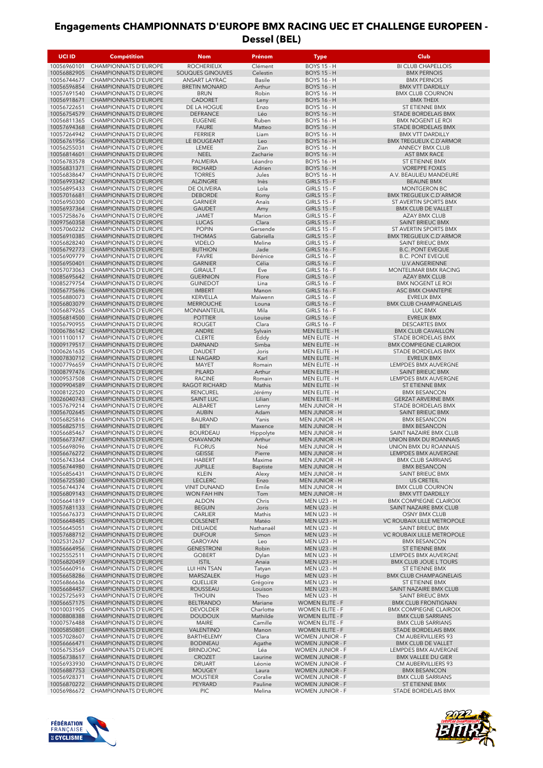# Engagements CHAMPIONNATS D'EUROPE BMX RACING UEC ET CHALLENGE EUROPEEN - Dessel (BEL)

| UCI ID | Compétition | Nom | Prénom | Type | Club |
|---|---|---|---|---|---|
| 10056960101 | CHAMPIONNATS D'EUROPE | ROCHERIEUX | Clément | BOYS 15 - H | BI CLUB CHAPELLOIS |
| 10056882905 | CHAMPIONNATS D'EUROPE | SOUQUES GINOUVES | Celestin | BOYS 15 - H | BMX PERNOIS |
| 10056744677 | CHAMPIONNATS D'EUROPE | ANSART LAYRAC | Basile | BOYS 16 - H | BMX PERNOIS |
| 10056596854 | CHAMPIONNATS D'EUROPE | BRETIN MONARD | Arthur | BOYS 16 - H | BMX VTT DARDILLY |
| 10057691540 | CHAMPIONNATS D'EUROPE | BRUN | Robin | BOYS 16 - H | BMX CLUB COURNON |
| 10056918671 | CHAMPIONNATS D'EUROPE | CADORET | Leny | BOYS 16 - H | BMX THEIX |
| 10056722651 | CHAMPIONNATS D'EUROPE | DE LA HOGUE | Enzo | BOYS 16 - H | ST ETIENNE BMX |
| 10056754579 | CHAMPIONNATS D'EUROPE | DEFRANCE | Léo | BOYS 16 - H | STADE BORDELAIS BMX |
| 10056811365 | CHAMPIONNATS D'EUROPE | EUGENIE | Ruben | BOYS 16 - H | BMX NOGENT LE ROI |
| 10057694368 | CHAMPIONNATS D'EUROPE | FAURE | Matteo | BOYS 16 - H | STADE BORDELAIS BMX |
| 10057264942 | CHAMPIONNATS D'EUROPE | FERRIER | Liam | BOYS 16 - H | BMX VTT DARDILLY |
| 10056761956 | CHAMPIONNATS D'EUROPE | LE BOUGEANT | Leo | BOYS 16 - H | BMX TREGUEUX C.D'ARMOR |
| 10056255031 | CHAMPIONNATS D'EUROPE | LEMEE | Zian | BOYS 16 - H | ANNECY BMX CLUB |
| 10056814601 | CHAMPIONNATS D'EUROPE | NEEL | Zacharie | BOYS 16 - H | AST BMX RACE |
| 10056783578 | CHAMPIONNATS D'EUROPE | PALMEIRA | Léandro | BOYS 16 - H | ST ETIENNE BMX |
| 10056831371 | CHAMPIONNATS D'EUROPE | RICHARD | Adrien | BOYS 16 - H | VOREPPE FOXES |
| 10056838647 | CHAMPIONNATS D'EUROPE | TORRES | Jules | BOYS 16 - H | A.V. BEAULIEU MANDEURE |
| 10056993342 | CHAMPIONNATS D'EUROPE | ALZINGRE | Inès | GIRLS 15 - F | BEAUNE BMX |
| 10056895433 | CHAMPIONNATS D'EUROPE | DE OLIVEIRA | Lola | GIRLS 15 - F | MONTGERON BC |
| 10057016681 | CHAMPIONNATS D'EUROPE | DEBORDE | Romy | GIRLS 15 - F | BMX TREGUEUX C.D'ARMOR |
| 10056950300 | CHAMPIONNATS D'EUROPE | GARNIER | Anaïs | GIRLS 15 - F | ST AVERTIN SPORTS BMX |
| 10056937364 | CHAMPIONNATS D'EUROPE | GAUDET | Amy | GIRLS 15 - F | BMX CLUB DE VALLET |
| 10057258676 | CHAMPIONNATS D'EUROPE | JAMET | Marion | GIRLS 15 - F | AZAY BMX CLUB |
| 10097560358 | CHAMPIONNATS D'EUROPE | LUCAS | Clara | GIRLS 15 - F | SAINT BRIEUC BMX |
| 10057060232 | CHAMPIONNATS D'EUROPE | POPIN | Gersende | GIRLS 15 - F | ST AVERTIN SPORTS BMX |
| 10056910385 | CHAMPIONNATS D'EUROPE | THOMAS | Gabriella | GIRLS 15 - F | BMX TREGUEUX C.D'ARMOR |
| 10056828240 | CHAMPIONNATS D'EUROPE | VIDELO | Meline | GIRLS 15 - F | SAINT BRIEUC BMX |
| 10056792773 | CHAMPIONNATS D'EUROPE | BUTHION | Jade | GIRLS 16 - F | B.C. PONT EVEQUE |
| 10056909779 | CHAMPIONNATS D'EUROPE | FAVRE | Bérénice | GIRLS 16 - F | B.C. PONT EVEQUE |
| 10056950401 | CHAMPIONNATS D'EUROPE | GARNIER | Célia | GIRLS 16 - F | U.V.ANGERIENNE |
| 10057073063 | CHAMPIONNATS D'EUROPE | GIRAULT | Eve | GIRLS 16 - F | MONTELIMAR BMX RACING |
| 10085695642 | CHAMPIONNATS D'EUROPE | GUERNION | Flore | GIRLS 16 - F | AZAY BMX CLUB |
| 10085279754 | CHAMPIONNATS D'EUROPE | GUINEDOT | Lina | GIRLS 16 - F | BMX NOGENT LE ROI |
| 10056775696 | CHAMPIONNATS D'EUROPE | IMBERT | Manon | GIRLS 16 - F | ASC BMX CHANTEPIE |
| 10056880073 | CHAMPIONNATS D'EUROPE | KERVELLA | Maïwenn | GIRLS 16 - F | EVREUX BMX |
| 10056803079 | CHAMPIONNATS D'EUROPE | MERROUCHE | Louna | GIRLS 16 - F | BMX CLUB CHAMPAGNELAIS |
| 10056879265 | CHAMPIONNATS D'EUROPE | MONNANTEUIL | Mila | GIRLS 16 - F | LUC BMX |
| 10056814500 | CHAMPIONNATS D'EUROPE | POTTIER | Louise | GIRLS 16 - F | EVREUX BMX |
| 10056790955 | CHAMPIONNATS D'EUROPE | ROUGET | Clara | GIRLS 16 - F | DESCARTES BMX |
| 10006786142 | CHAMPIONNATS D'EUROPE | ANDRE | Sylvain | MEN ELITE - H | BMX CLUB CAVAILLON |
| 10011100117 | CHAMPIONNATS D'EUROPE | CLERTE | Eddy | MEN ELITE - H | STADE BORDELAIS BMX |
| 10009179517 | CHAMPIONNATS D'EUROPE | DARNAND | Simba | MEN ELITE - H | BMX COMPIEGNE CLAIROIX |
| 10006261635 | CHAMPIONNATS D'EUROPE | DAUDET | Joris | MEN ELITE - H | STADE BORDELAIS BMX |
| 10007830712 | CHAMPIONNATS D'EUROPE | LE NAGARD | Karl | MEN ELITE - H | EVREUX BMX |
| 10007796659 | CHAMPIONNATS D'EUROPE | MAYET | Romain | MEN ELITE - H | LEMPDES BMX AUVERGNE |
| 10008797476 | CHAMPIONNATS D'EUROPE | PILARD | Arthur | MEN ELITE - H | SAINT BRIEUC BMX |
| 10009537508 | CHAMPIONNATS D'EUROPE | RACINE | Romain | MEN ELITE - H | LEMPDES BMX AUVERGNE |
| 10009904589 | CHAMPIONNATS D'EUROPE | RAGOT RICHARD | Mathis | MEN ELITE - H | ST ETIENNE BMX |
| 10008122520 | CHAMPIONNATS D'EUROPE | RENCUREL | Jérémy | MEN ELITE - H | BMX BESANCON |
| 10026040743 | CHAMPIONNATS D'EUROPE | SAINT LUC | Lilian | MEN ELITE - H | GERZAT ARVERNE BMX |
| 10057679214 | CHAMPIONNATS D'EUROPE | ALBARET | Lenny | MEN JUNIOR - H | STADE BORDELAIS BMX |
| 10056702645 | CHAMPIONNATS D'EUROPE | AUBIN | Adam | MEN JUNIOR - H | SAINT BRIEUC BMX |
| 10056825816 | CHAMPIONNATS D'EUROPE | BAURAND | Yanis | MEN JUNIOR - H | BMX BESANCON |
| 10056825715 | CHAMPIONNATS D'EUROPE | BEY | Maxence | MEN JUNIOR - H | BMX BESANCON |
| 10056685467 | CHAMPIONNATS D'EUROPE | BOURDEAU | Hippolyte | MEN JUNIOR - H | SAINT NAZAIRE BMX CLUB |
| 10056673747 | CHAMPIONNATS D'EUROPE | CHAVANON | Arthur | MEN JUNIOR - H | UNION BMX DU ROANNAIS |
| 10056698096 | CHAMPIONNATS D'EUROPE | FLORUS | Noé | MEN JUNIOR - H | UNION BMX DU ROANNAIS |
| 10056676272 | CHAMPIONNATS D'EUROPE | GEISSE | Pierre | MEN JUNIOR - H | LEMPDES BMX AUVERGNE |
| 10056743364 | CHAMPIONNATS D'EUROPE | HABERT | Maxime | MEN JUNIOR - H | BMX CLUB SARRIANS |
| 10056744980 | CHAMPIONNATS D'EUROPE | JUPILLE | Baptiste | MEN JUNIOR - H | BMX BESANCON |
| 10056856431 | CHAMPIONNATS D'EUROPE | KLEIN | Alexy | MEN JUNIOR - H | SAINT BRIEUC BMX |
| 10056725580 | CHAMPIONNATS D'EUROPE | LECLERC | Enzo | MEN JUNIOR - H | US CRETEIL |
| 10056744374 | CHAMPIONNATS D'EUROPE | VINIT DUNAND | Emile | MEN JUNIOR - H | BMX CLUB COURNON |
| 10056809143 | CHAMPIONNATS D'EUROPE | WON FAH HIN | Tom | MEN JUNIOR - H | BMX VTT DARDILLY |
| 10056641819 | CHAMPIONNATS D'EUROPE | ALDON | Chris | MEN U23 - H | BMX COMPIEGNE CLAIROIX |
| 10057681133 | CHAMPIONNATS D'EUROPE | BEGUIN | Joris | MEN U23 - H | SAINT NAZAIRE BMX CLUB |
| 10056676373 | CHAMPIONNATS D'EUROPE | CARLIER | Mathis | MEN U23 - H | OSNY BMX CLUB |
| 10056648485 | CHAMPIONNATS D'EUROPE | COLSENET | Matéo | MEN U23 - H | VC ROUBAIX LILLE METROPOLE |
| 10056645051 | CHAMPIONNATS D'EUROPE | DIEUAIDE | Nathanaël | MEN U23 - H | SAINT BRIEUC BMX |
| 10057688712 | CHAMPIONNATS D'EUROPE | DUFOUR | Simon | MEN U23 - H | VC ROUBAIX LILLE METROPOLE |
| 10025312637 | CHAMPIONNATS D'EUROPE | GAROYAN | Leo | MEN U23 - H | BMX BESANCON |
| 10056664956 | CHAMPIONNATS D'EUROPE | GENESTRONI | Robin | MEN U23 - H | ST ETIENNE BMX |
| 10025552511 | CHAMPIONNATS D'EUROPE | GOBERT | Dylan | MEN U23 - H | LEMPDES BMX AUVERGNE |
| 10056820459 | CHAMPIONNATS D'EUROPE | ISTIL | Anaia | MEN U23 - H | BMX CLUB JOUE L TOURS |
| 10056660916 | CHAMPIONNATS D'EUROPE | LUI HIN TSAN | Tatyan | MEN U23 - H | ST ETIENNE BMX |
| 10056658286 | CHAMPIONNATS D'EUROPE | MARSZALEK | Hugo | MEN U23 - H | BMX CLUB CHAMPAGNELAIS |
| 10056866636 | CHAMPIONNATS D'EUROPE | QUELLIER | Grégoire | MEN U23 - H | ST ETIENNE BMX |
| 10056684457 | CHAMPIONNATS D'EUROPE | ROUSSEAU | Louison | MEN U23 - H | SAINT NAZAIRE BMX CLUB |
| 10025725693 | CHAMPIONNATS D'EUROPE | THOUIN | Theo | MEN U23 - H | SAINT BRIEUC BMX |
| 10056657175 | CHAMPIONNATS D'EUROPE | BELTRANDO | Mariane | WOMEN ELITE - F | BMX CLUB FRONTIGNAN |
| 10010031905 | CHAMPIONNATS D'EUROPE | DEVOLDER | Charlotte | WOMEN ELITE - F | BMX COMPIEGNE CLAIROIX |
| 10008808388 | CHAMPIONNATS D'EUROPE | DOUDOUX | Mathilde | WOMEN ELITE - F | BMX CLUB SARRIANS |
| 10007576488 | CHAMPIONNATS D'EUROPE | MAIRE | Camille | WOMEN ELITE - F | BMX CLUB SARRIANS |
| 10005850801 | CHAMPIONNATS D'EUROPE | VALENTINO | Manon | WOMEN ELITE - F | STADE BORDELAIS BMX |
| 10057028607 | CHAMPIONNATS D'EUROPE | BARTHELEMY | Clara | WOMEN JUNIOR - F | CM AUBERVILLIERS 93 |
| 10056666471 | CHAMPIONNATS D'EUROPE | BODINEAU | Agathe | WOMEN JUNIOR - F | BMX CLUB DE VALLET |
| 10056753569 | CHAMPIONNATS D'EUROPE | BRINDJONC | Léa | WOMEN JUNIOR - F | LEMPDES BMX AUVERGNE |
| 10056738617 | CHAMPIONNATS D'EUROPE | CROZET | Laurine | WOMEN JUNIOR - F | BMX VALLEE DU GIER |
| 10056933930 | CHAMPIONNATS D'EUROPE | DRUART | Léonie | WOMEN JUNIOR - F | CM AUBERVILLIERS 93 |
| 10056887753 | CHAMPIONNATS D'EUROPE | MOUGEY | Laura | WOMEN JUNIOR - F | BMX BESANCON |
| 10056928371 | CHAMPIONNATS D'EUROPE | MOUSTIER | Coralie | WOMEN JUNIOR - F | BMX CLUB SARRIANS |
| 10056870272 | CHAMPIONNATS D'EUROPE | PEYRARD | Pauline | WOMEN JUNIOR - F | ST ETIENNE BMX |
| 10056986672 | CHAMPIONNATS D'EUROPE | PIC | Melina | WOMEN JUNIOR - F | STADE BORDELAIS BMX |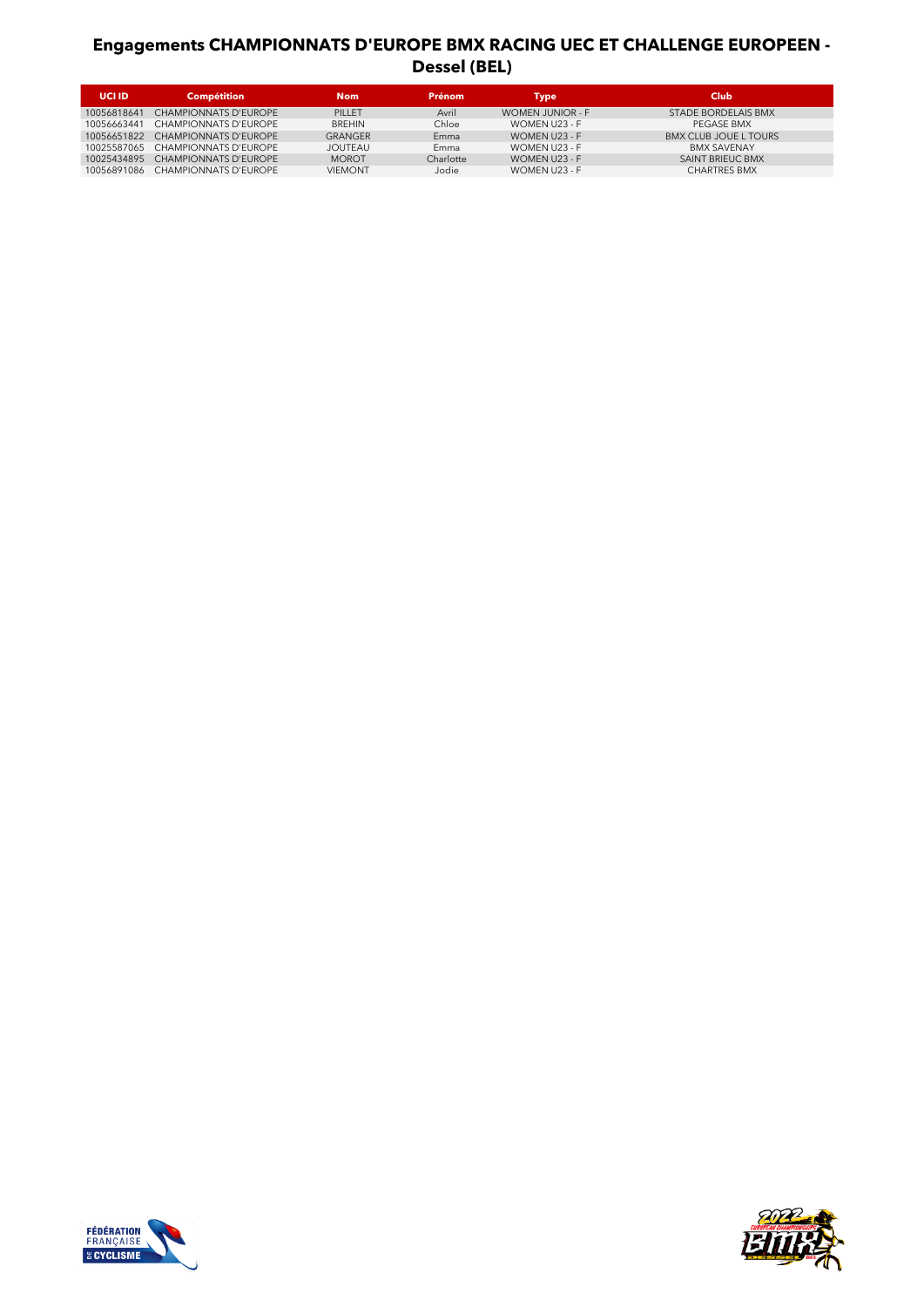# Engagements CHAMPIONNATS D'EUROPE BMX RACING UEC ET CHALLENGE EUROPEEN - Dessel (BEL)

| UCI ID | Compétition | Nom | Prénom | Type | Club |
|---|---|---|---|---|---|
| 10056818641 | CHAMPIONNATS D'EUROPE | PILLET | Avril | WOMEN JUNIOR - F | STADE BORDELAIS BMX |
| 10056663441 | CHAMPIONNATS D'EUROPE | BREHIN | Chloe | WOMEN U23 - F | PEGASE BMX |
| 10056651822 | CHAMPIONNATS D'EUROPE | GRANGER | Emma | WOMEN U23 - F | BMX CLUB JOUE L TOURS |
| 10025587065 | CHAMPIONNATS D'EUROPE | JOUTEAU | Emma | WOMEN U23 - F | BMX SAVENAY |
| 10025434895 | CHAMPIONNATS D'EUROPE | MOROT | Charlotte | WOMEN U23 - F | SAINT BRIEUC BMX |
| 10056891086 | CHAMPIONNATS D'EUROPE | VIEMONT | Jodie | WOMEN U23 - F | CHARTRES BMX |